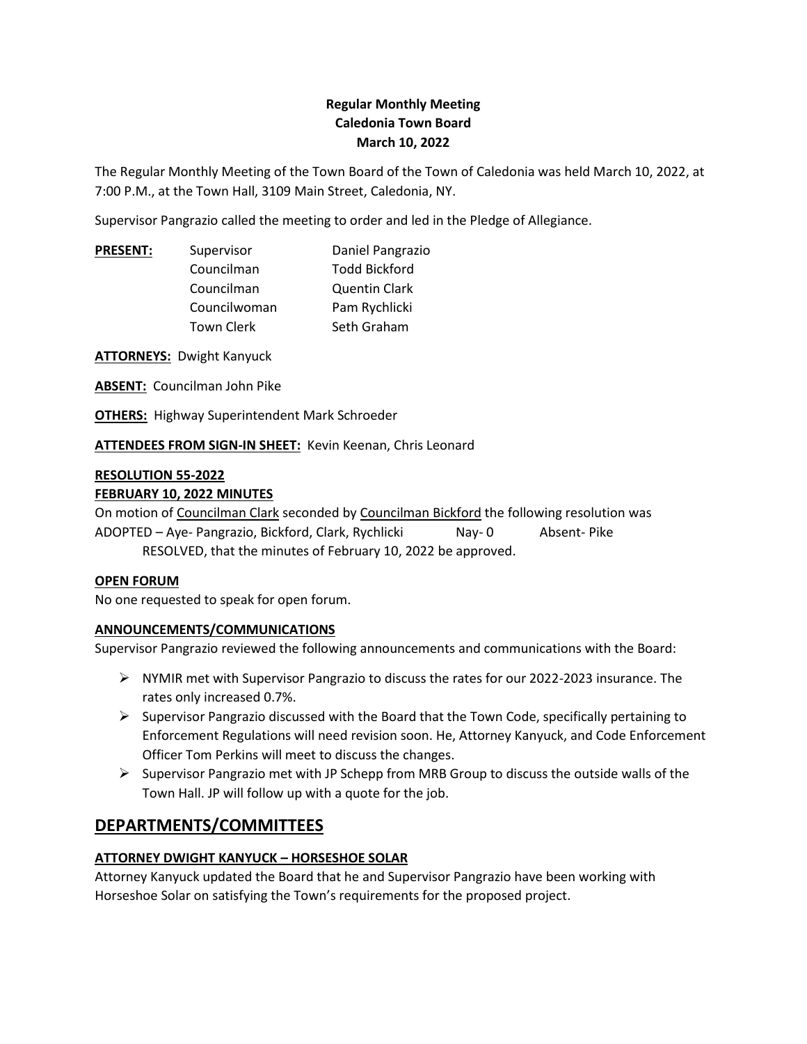**Regular Monthly Meeting**
**Caledonia Town Board**
**March 10, 2022**

The Regular Monthly Meeting of the Town Board of the Town of Caledonia was held March 10, 2022, at 7:00 P.M., at the Town Hall, 3109 Main Street, Caledonia, NY.

Supervisor Pangrazio called the meeting to order and led in the Pledge of Allegiance.

| **PRESENT:** | Supervisor | Daniel Pangrazio |
|---|---|---|
| | Councilman | Todd Bickford |
| | Councilman | Quentin Clark |
| | Councilwoman | Pam Rychlicki |
| | Town Clerk | Seth Graham |

**ATTORNEYS:** Dwight Kanyuck

**ABSENT:** Councilman John Pike

**OTHERS:** Highway Superintendent Mark Schroeder

**ATTENDEES FROM SIGN-IN SHEET:** Kevin Keenan, Chris Leonard

**RESOLUTION 55-2022**
**FEBRUARY 10, 2022 MINUTES**

On motion of Councilman Clark seconded by Councilman Bickford the following resolution was ADOPTED – Aye- Pangrazio, Bickford, Clark, Rychlicki Nay- 0 Absent- Pike

RESOLVED, that the minutes of February 10, 2022 be approved.

**OPEN FORUM**

No one requested to speak for open forum.

**ANNOUNCEMENTS/COMMUNICATIONS**

Supervisor Pangrazio reviewed the following announcements and communications with the Board:

- NYMIR met with Supervisor Pangrazio to discuss the rates for our 2022-2023 insurance. The rates only increased 0.7%.
- Supervisor Pangrazio discussed with the Board that the Town Code, specifically pertaining to Enforcement Regulations will need revision soon. He, Attorney Kanyuck, and Code Enforcement Officer Tom Perkins will meet to discuss the changes.
- Supervisor Pangrazio met with JP Schepp from MRB Group to discuss the outside walls of the Town Hall. JP will follow up with a quote for the job.

# DEPARTMENTS/COMMITTEES

**ATTORNEY DWIGHT KANYUCK – HORSESHOE SOLAR**

Attorney Kanyuck updated the Board that he and Supervisor Pangrazio have been working with Horseshoe Solar on satisfying the Town's requirements for the proposed project.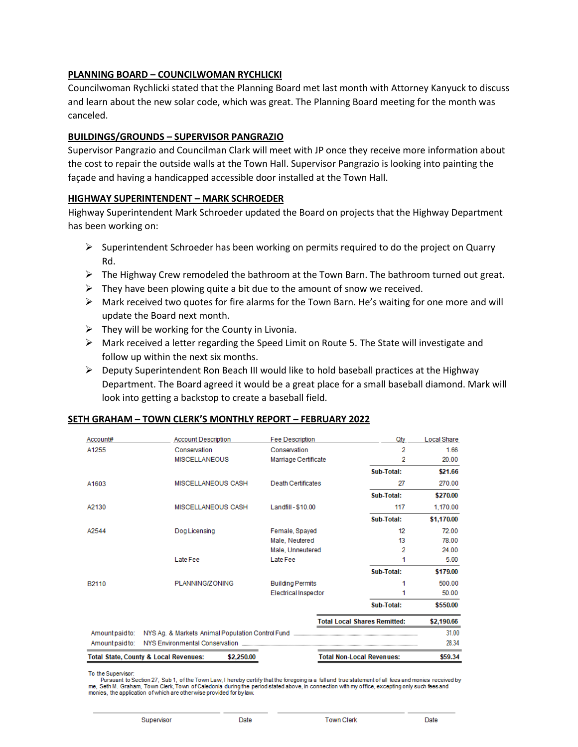**PLANNING BOARD – COUNCILWOMAN RYCHLICKI**

Councilwoman Rychlicki stated that the Planning Board met last month with Attorney Kanyuck to discuss and learn about the new solar code, which was great. The Planning Board meeting for the month was canceled.

**BUILDINGS/GROUNDS – SUPERVISOR PANGRAZIO**

Supervisor Pangrazio and Councilman Clark will meet with JP once they receive more information about the cost to repair the outside walls at the Town Hall. Supervisor Pangrazio is looking into painting the façade and having a handicapped accessible door installed at the Town Hall.

**HIGHWAY SUPERINTENDENT – MARK SCHROEDER**

Highway Superintendent Mark Schroeder updated the Board on projects that the Highway Department has been working on:

- Superintendent Schroeder has been working on permits required to do the project on Quarry Rd.
- The Highway Crew remodeled the bathroom at the Town Barn. The bathroom turned out great.
- They have been plowing quite a bit due to the amount of snow we received.
- Mark received two quotes for fire alarms for the Town Barn. He's waiting for one more and will update the Board next month.
- They will be working for the County in Livonia.
- Mark received a letter regarding the Speed Limit on Route 5. The State will investigate and follow up within the next six months.
- Deputy Superintendent Ron Beach III would like to hold baseball practices at the Highway Department. The Board agreed it would be a great place for a small baseball diamond. Mark will look into getting a backstop to create a baseball field.

**SETH GRAHAM – TOWN CLERK'S MONTHLY REPORT – FEBRUARY 2022**

| Account# | Account Description | Fee Description | Qty | Local Share |
|---|---|---|---|---|
| A1255 | Conservation | Conservation | 2 | 1.66 |
| | MISCELLANEOUS | Marriage Certificate | 2 | 20.00 |
| | | | Sub-Total: | **$21.66** |
| A1603 | MISCELLANEOUS CASH | Death Certificates | 27 | 270.00 |
| | | | Sub-Total: | **$270.00** |
| A2130 | MISCELLANEOUS CASH | Landfill - $10.00 | 117 | 1,170.00 |
| | | | Sub-Total: | **$1,170.00** |
| A2544 | Dog Licensing | Female, Spayed | 12 | 72.00 |
| | | Male, Neutered | 13 | 78.00 |
| | | Male, Unneutered | 2 | 24.00 |
| | Late Fee | Late Fee | 1 | 5.00 |
| | | | Sub-Total: | **$179.00** |
| B2110 | PLANNING/ZONING | Building Permits | 1 | 500.00 |
| | | Electrical Inspector | 1 | 50.00 |
| | | | Sub-Total: | **$550.00** |
| | | | **Total Local Shares Remitted:** | **$2,190.66** |

Amount paid to: NYS Ag. & Markets Animal Population Control Fund ............ 31.00

Amount paid to: NYS Environmental Conservation ............ 28.34

**Total State, County & Local Revenues: $2,250.00** **Total Non-Local Revenues: $59.34**

To the Supervisor:

Pursuant to Section 27, Sub 1, of the Town Law, I hereby certify that the foregoing is a full and true statement of all fees and monies received by me, Seth M. Graham, Town Clerk, Town of Caledonia during the period stated above, in connection with my office, excepting only such fees and monies, the application of which are otherwise provided for by law.

| Supervisor | Date | Town Clerk | Date |
|---|---|---|---|
| | | | |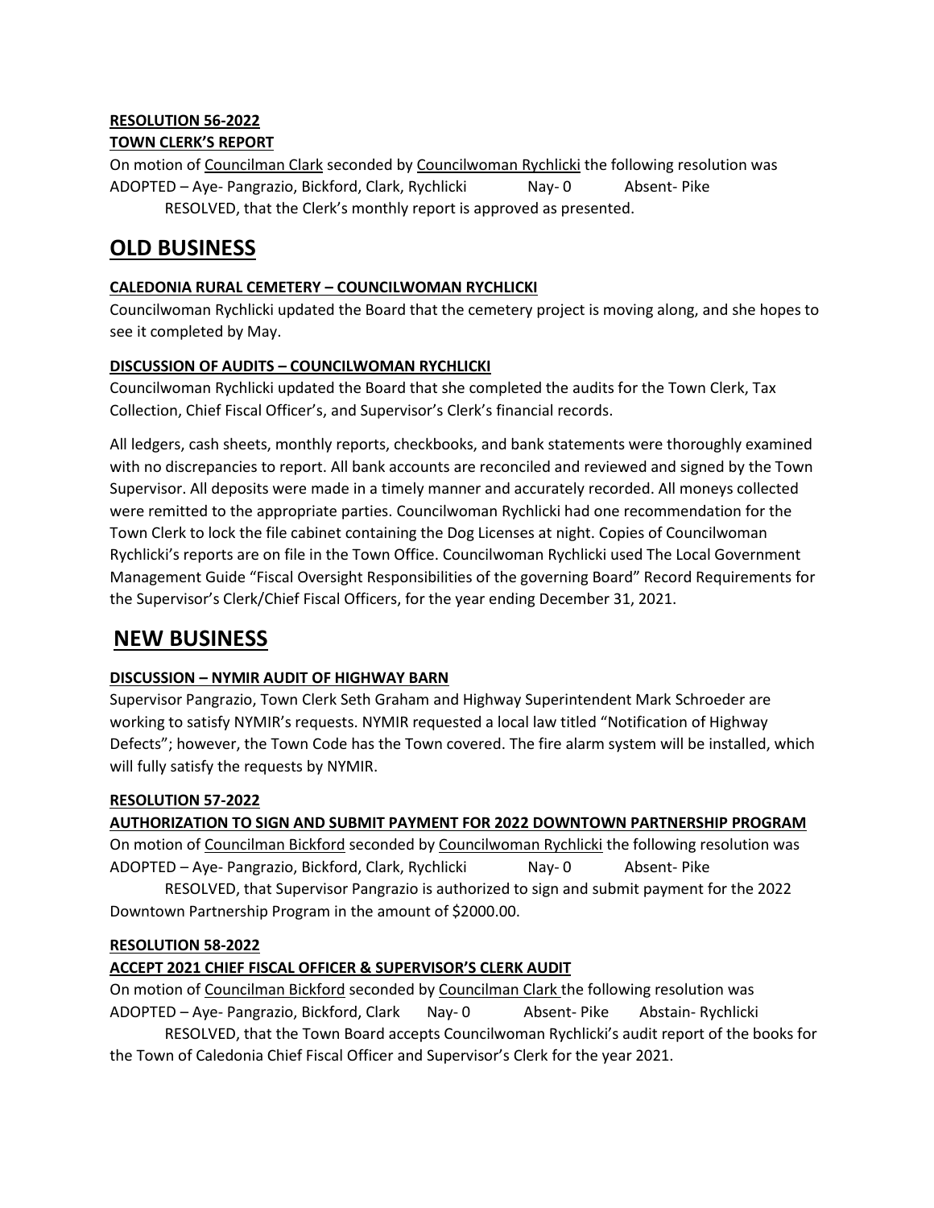**RESOLUTION 56-2022**

**TOWN CLERK'S REPORT**

On motion of Councilman Clark seconded by Councilwoman Rychlicki the following resolution was ADOPTED – Aye- Pangrazio, Bickford, Clark, Rychlicki Nay- 0 Absent- Pike

RESOLVED, that the Clerk's monthly report is approved as presented.

# OLD BUSINESS

**CALEDONIA RURAL CEMETERY – COUNCILWOMAN RYCHLICKI**

Councilwoman Rychlicki updated the Board that the cemetery project is moving along, and she hopes to see it completed by May.

**DISCUSSION OF AUDITS – COUNCILWOMAN RYCHLICKI**

Councilwoman Rychlicki updated the Board that she completed the audits for the Town Clerk, Tax Collection, Chief Fiscal Officer's, and Supervisor's Clerk's financial records.

All ledgers, cash sheets, monthly reports, checkbooks, and bank statements were thoroughly examined with no discrepancies to report. All bank accounts are reconciled and reviewed and signed by the Town Supervisor. All deposits were made in a timely manner and accurately recorded. All moneys collected were remitted to the appropriate parties. Councilwoman Rychlicki had one recommendation for the Town Clerk to lock the file cabinet containing the Dog Licenses at night. Copies of Councilwoman Rychlicki's reports are on file in the Town Office. Councilwoman Rychlicki used The Local Government Management Guide "Fiscal Oversight Responsibilities of the governing Board" Record Requirements for the Supervisor's Clerk/Chief Fiscal Officers, for the year ending December 31, 2021.

# NEW BUSINESS

**DISCUSSION – NYMIR AUDIT OF HIGHWAY BARN**

Supervisor Pangrazio, Town Clerk Seth Graham and Highway Superintendent Mark Schroeder are working to satisfy NYMIR's requests. NYMIR requested a local law titled "Notification of Highway Defects"; however, the Town Code has the Town covered. The fire alarm system will be installed, which will fully satisfy the requests by NYMIR.

**RESOLUTION 57-2022**

**AUTHORIZATION TO SIGN AND SUBMIT PAYMENT FOR 2022 DOWNTOWN PARTNERSHIP PROGRAM**

On motion of Councilman Bickford seconded by Councilwoman Rychlicki the following resolution was ADOPTED – Aye- Pangrazio, Bickford, Clark, Rychlicki Nay- 0 Absent- Pike

RESOLVED, that Supervisor Pangrazio is authorized to sign and submit payment for the 2022 Downtown Partnership Program in the amount of $2000.00.

**RESOLUTION 58-2022**

**ACCEPT 2021 CHIEF FISCAL OFFICER & SUPERVISOR'S CLERK AUDIT**

On motion of Councilman Bickford seconded by Councilman Clark the following resolution was ADOPTED – Aye- Pangrazio, Bickford, Clark Nay- 0 Absent- Pike Abstain- Rychlicki

RESOLVED, that the Town Board accepts Councilwoman Rychlicki's audit report of the books for the Town of Caledonia Chief Fiscal Officer and Supervisor's Clerk for the year 2021.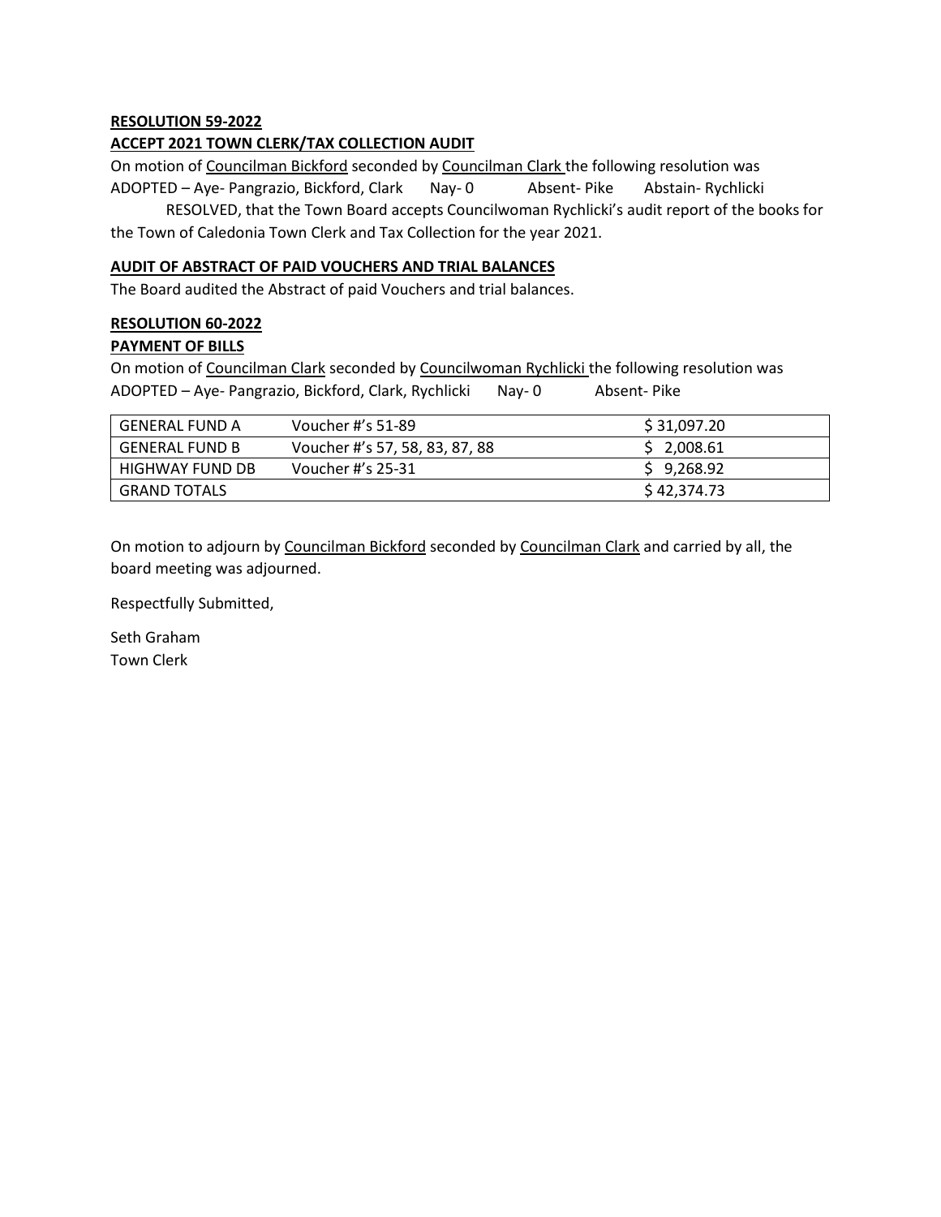**RESOLUTION 59-2022**

**ACCEPT 2021 TOWN CLERK/TAX COLLECTION AUDIT**

On motion of Councilman Bickford seconded by Councilman Clark the following resolution was ADOPTED – Aye- Pangrazio, Bickford, Clark Nay- 0 Absent- Pike Abstain- Rychlicki

RESOLVED, that the Town Board accepts Councilwoman Rychlicki's audit report of the books for the Town of Caledonia Town Clerk and Tax Collection for the year 2021.

**AUDIT OF ABSTRACT OF PAID VOUCHERS AND TRIAL BALANCES**

The Board audited the Abstract of paid Vouchers and trial balances.

**RESOLUTION 60-2022**

**PAYMENT OF BILLS**

On motion of Councilman Clark seconded by Councilwoman Rychlicki the following resolution was ADOPTED – Aye- Pangrazio, Bickford, Clark, Rychlicki Nay- 0 Absent- Pike

| | | |
|---|---|---|
| GENERAL FUND A | Voucher #'s 51-89 | $ 31,097.20 |
| GENERAL FUND B | Voucher #'s 57, 58, 83, 87, 88 | $ 2,008.61 |
| HIGHWAY FUND DB | Voucher #'s 25-31 | $ 9,268.92 |
| GRAND TOTALS | | $ 42,374.73 |

On motion to adjourn by Councilman Bickford seconded by Councilman Clark and carried by all, the board meeting was adjourned.

Respectfully Submitted,

Seth Graham
Town Clerk